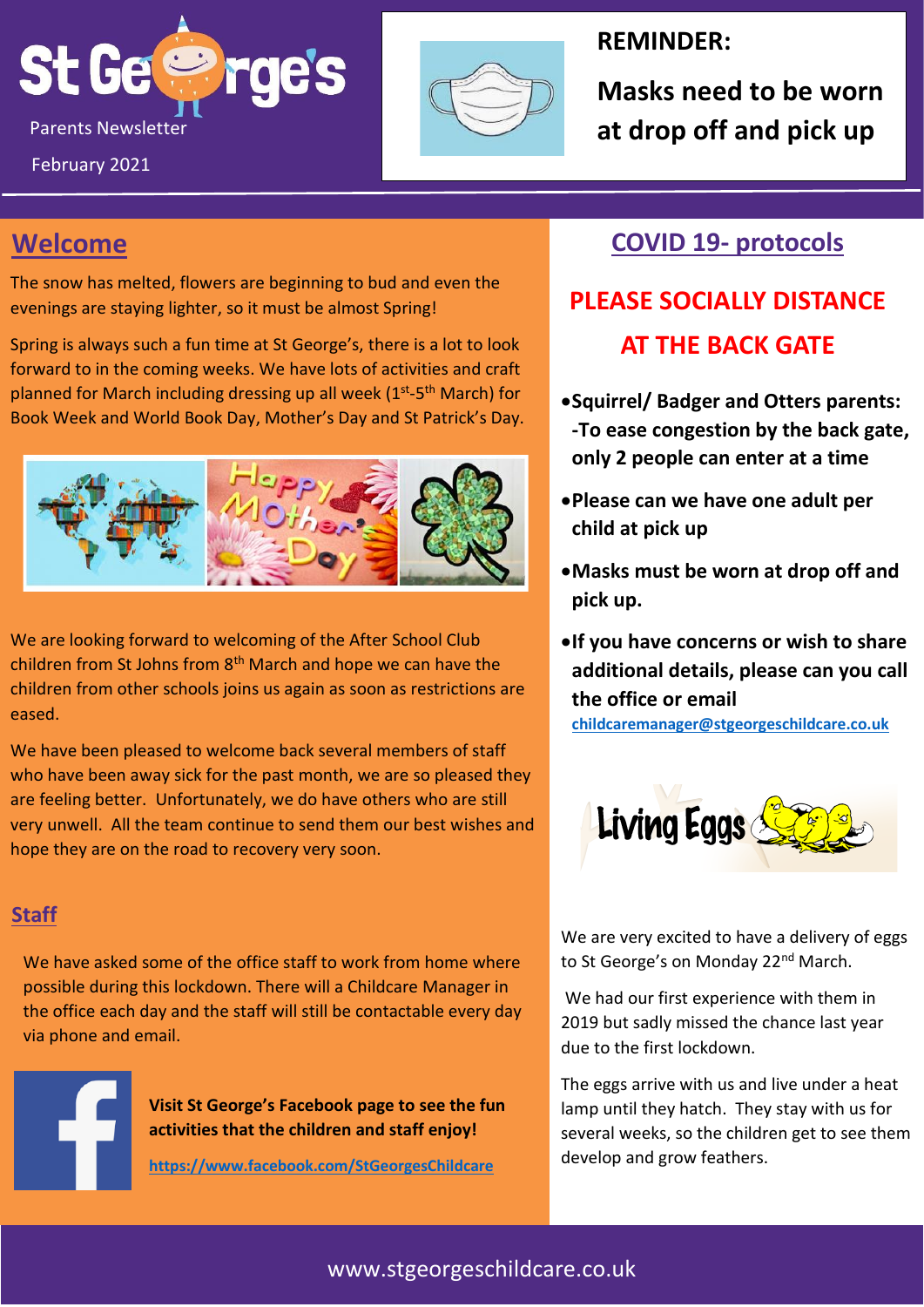# St George's

Parents Newsletter

February 2021

**REMINDER:**

**Masks need to be worn at drop off and pick up**

## Welcome

The snow has melted, flowers are beginning to bud and even the evenings are staying lighter, so it must be almost Spring!

Spring is always such a fun time at St George's, there is a lot to look forward to in the coming weeks. We have lots of activities and craft planned for March including dressing up all week (1st-5th March) for Book Week and World Book Day, Mother's Day and St Patrick's Day.

We are looking forward to welcoming of the After School Club children from St Johns from 8th March and hope we can have the children from other schools joins us again as soon as restrictions are eased.

We have been pleased to welcome back several members of staff who have been away sick for the past month, we are so pleased they are feeling better. Unfortunately, we do have others who are still very unwell. All the team continue to send them our best wishes and hope they are on the road to recovery very soon.

## Staff

We have asked some of the office staff to work from home where possible during this lockdown. There will a Childcare Manager in the office each day and the staff will still be contactable every day via phone and email.

**Visit St George's Facebook page to see the fun activities that the children and staff enjoy!**

**https://www.facebook.com/StGeorgesChildcare**

## COVID 19- protocols

**PLEASE SOCIALLY DISTANCE AT THE BACK GATE**

- **Squirrel/ Badger and Otters parents: -To ease congestion by the back gate, only 2 people can enter at a time**
- **Please can we have one adult per child at pick up**
- **Masks must be worn at drop off and pick up.**
- **If you have concerns or wish to share additional details, please can you call the office or email** **childcaremanager@stgeorgeschildcare.co.uk**

## Living Eggs

We are very excited to have a delivery of eggs to St George's on Monday 22nd March.

We had our first experience with them in 2019 but sadly missed the chance last year due to the first lockdown.

The eggs arrive with us and live under a heat lamp until they hatch. They stay with us for several weeks, so the children get to see them develop and grow feathers.

www.stgeorgeschildcare.co.uk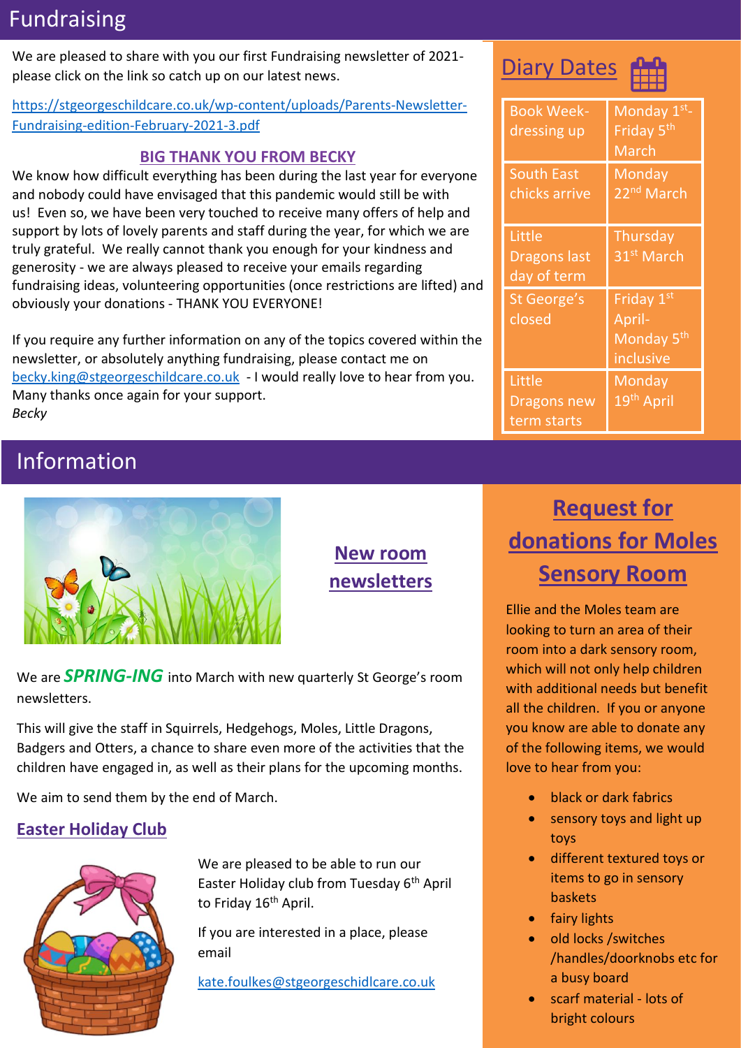## Fundraising

We are pleased to share with you our first Fundraising newsletter of 2021- please click on the link so catch up on our latest news.

https://stgeorgeschildcare.co.uk/wp-content/uploads/Parents-Newsletter-Fundraising-edition-February-2021-3.pdf

### BIG THANK YOU FROM BECKY

We know how difficult everything has been during the last year for everyone and nobody could have envisaged that this pandemic would still be with us! Even so, we have been very touched to receive many offers of help and support by lots of lovely parents and staff during the year, for which we are truly grateful. We really cannot thank you enough for your kindness and generosity - we are always pleased to receive your emails regarding fundraising ideas, volunteering opportunities (once restrictions are lifted) and obviously your donations - THANK YOU EVERYONE!

If you require any further information on any of the topics covered within the newsletter, or absolutely anything fundraising, please contact me on becky.king@stgeorgeschildcare.co.uk - I would really love to hear from you. Many thanks once again for your support.
*Becky*

## Diary Dates

| | |
|---|---|
| Book Week-dressing up | Monday 1st- Friday 5th March |
| South East chicks arrive | Monday 22nd March |
| Little Dragons last day of term | Thursday 31st March |
| St George's closed | Friday 1st April- Monday 5th inclusive |
| Little Dragons new term starts | Monday 19th April |

## Information

### New room newsletters

We are ***SPRING-ING*** into March with new quarterly St George's room newsletters.

This will give the staff in Squirrels, Hedgehogs, Moles, Little Dragons, Badgers and Otters, a chance to share even more of the activities that the children have engaged in, as well as their plans for the upcoming months.

We aim to send them by the end of March.

### Easter Holiday Club

We are pleased to be able to run our Easter Holiday club from Tuesday 6th April to Friday 16th April.

If you are interested in a place, please email

kate.foulkes@stgeorgeschidlcare.co.uk

### Request for donations for Moles Sensory Room

Ellie and the Moles team are looking to turn an area of their room into a dark sensory room, which will not only help children with additional needs but benefit all the children. If you or anyone you know are able to donate any of the following items, we would love to hear from you:

- black or dark fabrics
- sensory toys and light up toys
- different textured toys or items to go in sensory baskets
- fairy lights
- old locks /switches /handles/doorknobs etc for a busy board
- scarf material - lots of bright colours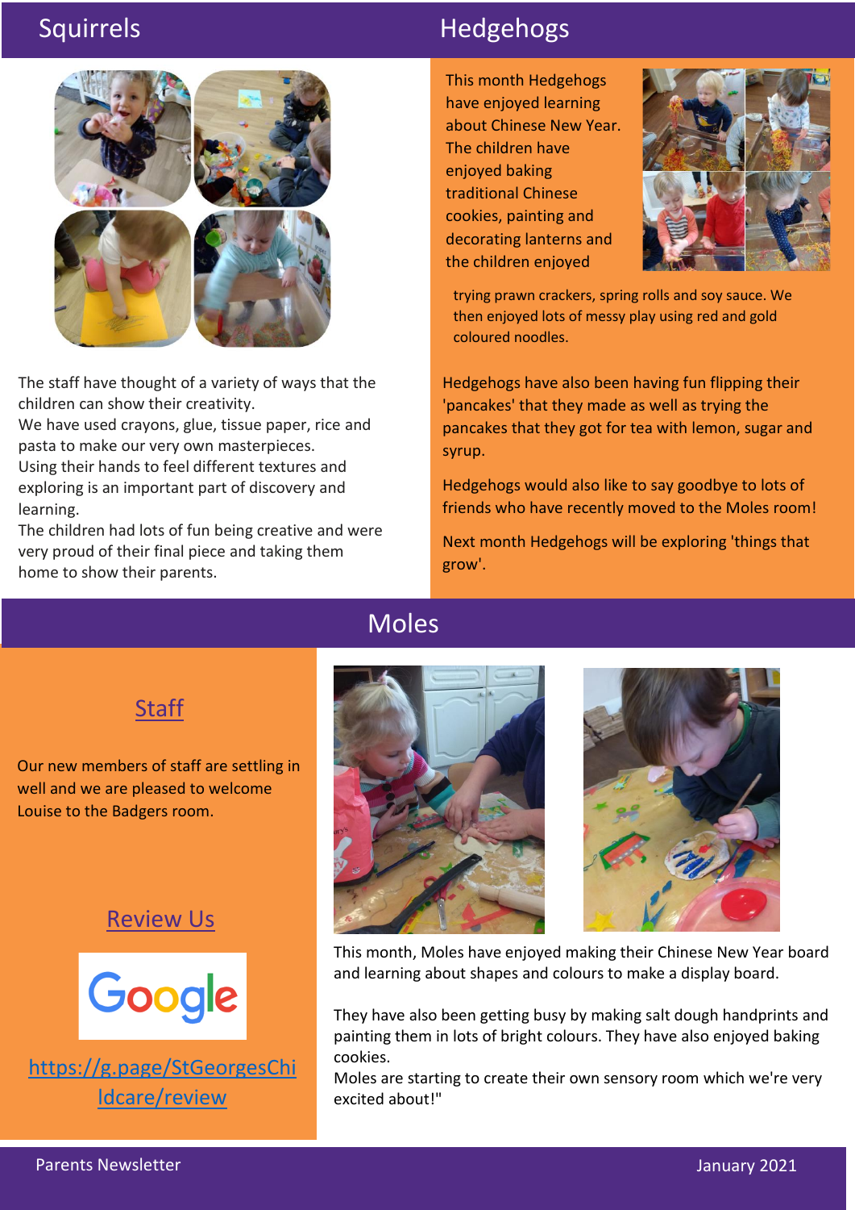## Squirrels

The staff have thought of a variety of ways that the children can show their creativity.
We have used crayons, glue, tissue paper, rice and pasta to make our very own masterpieces.
Using their hands to feel different textures and exploring is an important part of discovery and learning.
The children had lots of fun being creative and were very proud of their final piece and taking them home to show their parents.

## Hedgehogs

This month Hedgehogs have enjoyed learning about Chinese New Year. The children have enjoyed baking traditional Chinese cookies, painting and decorating lanterns and the children enjoyed trying prawn crackers, spring rolls and soy sauce. We then enjoyed lots of messy play using red and gold coloured noodles.

Hedgehogs have also been having fun flipping their 'pancakes' that they made as well as trying the pancakes that they got for tea with lemon, sugar and syrup.

Hedgehogs would also like to say goodbye to lots of friends who have recently moved to the Moles room!

Next month Hedgehogs will be exploring 'things that grow'.

## Moles

### Staff

Our new members of staff are settling in well and we are pleased to welcome Louise to the Badgers room.

### Review Us

Google

https://g.page/StGeorgesChildcare/review

This month, Moles have enjoyed making their Chinese New Year board and learning about shapes and colours to make a display board.

They have also been getting busy by making salt dough handprints and painting them in lots of bright colours. They have also enjoyed baking cookies.
Moles are starting to create their own sensory room which we're very excited about!"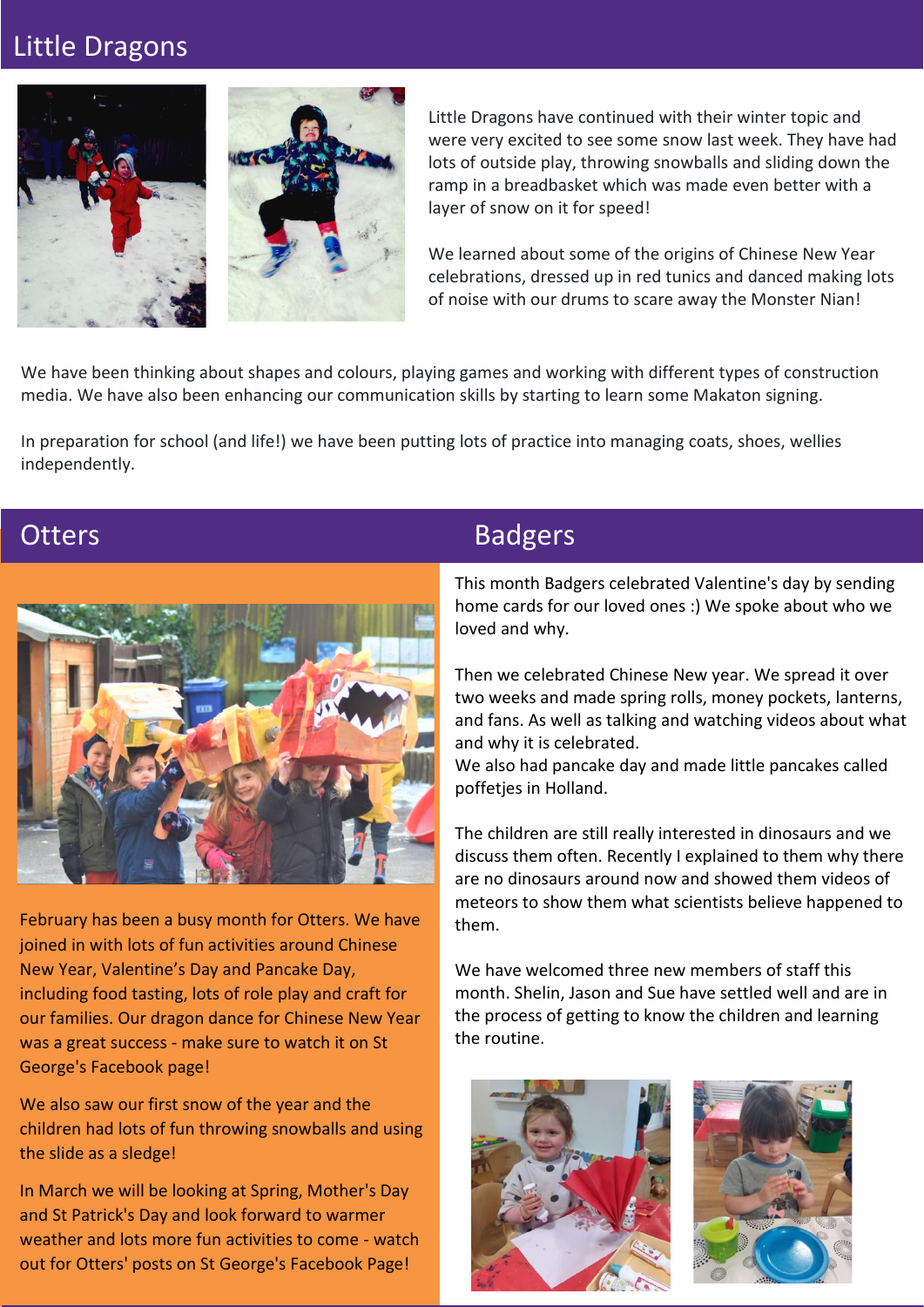## Little Dragons

Little Dragons have continued with their winter topic and were very excited to see some snow last week. They have had lots of outside play, throwing snowballs and sliding down the ramp in a breadbasket which was made even better with a layer of snow on it for speed!

We learned about some of the origins of Chinese New Year celebrations, dressed up in red tunics and danced making lots of noise with our drums to scare away the Monster Nian!

We have been thinking about shapes and colours, playing games and working with different types of construction media. We have also been enhancing our communication skills by starting to learn some Makaton signing.

In preparation for school (and life!) we have been putting lots of practice into managing coats, shoes, wellies independently.

## Otters

February has been a busy month for Otters. We have joined in with lots of fun activities around Chinese New Year, Valentine's Day and Pancake Day, including food tasting, lots of role play and craft for our families. Our dragon dance for Chinese New Year was a great success - make sure to watch it on St George's Facebook page!

We also saw our first snow of the year and the children had lots of fun throwing snowballs and using the slide as a sledge!

In March we will be looking at Spring, Mother's Day and St Patrick's Day and look forward to warmer weather and lots more fun activities to come - watch out for Otters' posts on St George's Facebook Page!

## Badgers

This month Badgers celebrated Valentine's day by sending home cards for our loved ones :) We spoke about who we loved and why.

Then we celebrated Chinese New year. We spread it over two weeks and made spring rolls, money pockets, lanterns, and fans. As well as talking and watching videos about what and why it is celebrated.
We also had pancake day and made little pancakes called poffetjes in Holland.

The children are still really interested in dinosaurs and we discuss them often. Recently I explained to them why there are no dinosaurs around now and showed them videos of meteors to show them what scientists believe happened to them.

We have welcomed three new members of staff this month. Shelin, Jason and Sue have settled well and are in the process of getting to know the children and learning the routine.